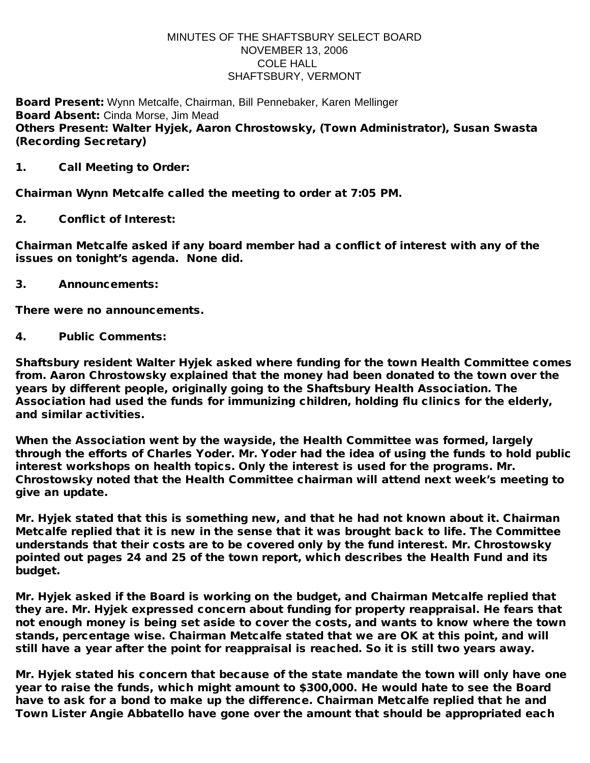# MINUTES OF THE SHAFTSBURY SELECT BOARD
## NOVEMBER 13, 2006
## COLE HALL
## SHAFTSBURY, VERMONT

**Board Present:** Wynn Metcalfe, Chairman, Bill Pennebaker, Karen Mellinger
**Board Absent:** Cinda Morse, Jim Mead
**Others Present: Walter Hyjek, Aaron Chrostowsky, (Town Administrator), Susan Swasta (Recording Secretary)**

**1. Call Meeting to Order:**

**Chairman Wynn Metcalfe called the meeting to order at 7:05 PM.**

**2. Conflict of Interest:**

**Chairman Metcalfe asked if any board member had a conflict of interest with any of the issues on tonight's agenda. None did.**

**3. Announcements:**

**There were no announcements.**

**4. Public Comments:**

**Shaftsbury resident Walter Hyjek asked where funding for the town Health Committee comes from. Aaron Chrostowsky explained that the money had been donated to the town over the years by different people, originally going to the Shaftsbury Health Association. The Association had used the funds for immunizing children, holding flu clinics for the elderly, and similar activities.**

**When the Association went by the wayside, the Health Committee was formed, largely through the efforts of Charles Yoder. Mr. Yoder had the idea of using the funds to hold public interest workshops on health topics. Only the interest is used for the programs. Mr. Chrostowsky noted that the Health Committee chairman will attend next week's meeting to give an update.**

**Mr. Hyjek stated that this is something new, and that he had not known about it. Chairman Metcalfe replied that it is new in the sense that it was brought back to life. The Committee understands that their costs are to be covered only by the fund interest. Mr. Chrostowsky pointed out pages 24 and 25 of the town report, which describes the Health Fund and its budget.**

**Mr. Hyjek asked if the Board is working on the budget, and Chairman Metcalfe replied that they are. Mr. Hyjek expressed concern about funding for property reappraisal. He fears that not enough money is being set aside to cover the costs, and wants to know where the town stands, percentage wise. Chairman Metcalfe stated that we are OK at this point, and will still have a year after the point for reappraisal is reached. So it is still two years away.**

**Mr. Hyjek stated his concern that because of the state mandate the town will only have one year to raise the funds, which might amount to $300,000. He would hate to see the Board have to ask for a bond to make up the difference. Chairman Metcalfe replied that he and Town Lister Angie Abbatello have gone over the amount that should be appropriated each**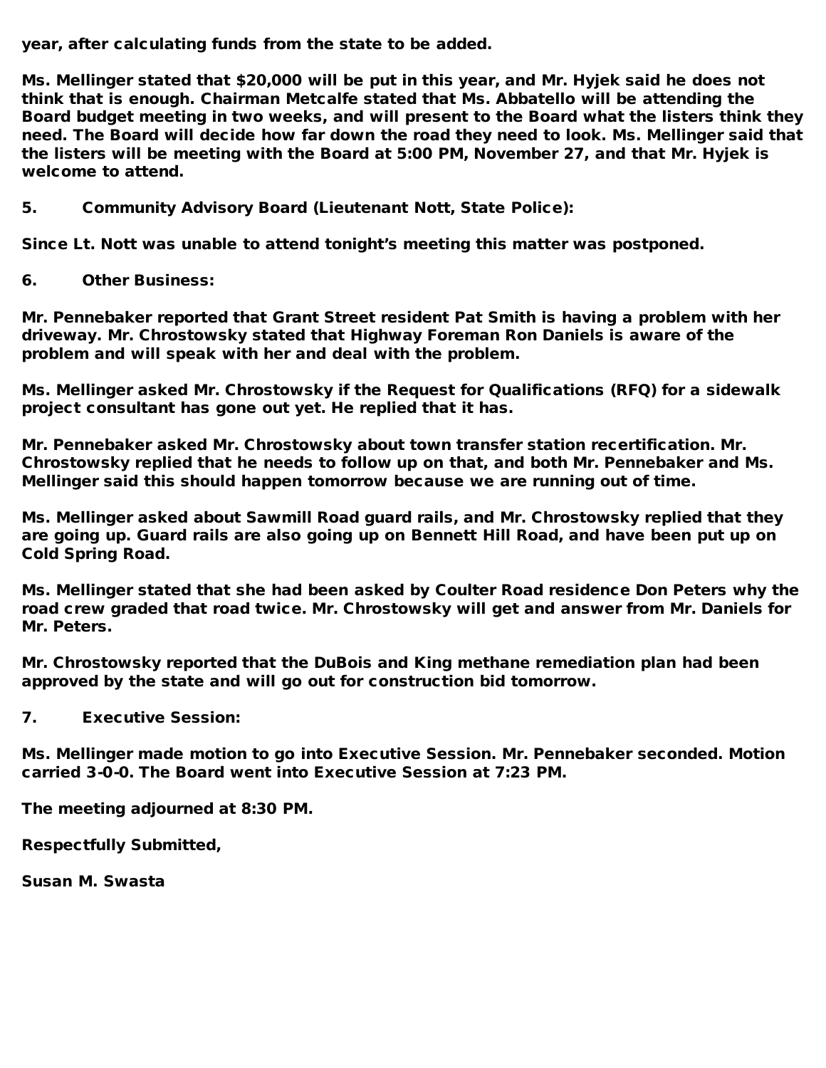**year, after calculating funds from the state to be added.**

**Ms. Mellinger stated that $20,000 will be put in this year, and Mr. Hyjek said he does not think that is enough. Chairman Metcalfe stated that Ms. Abbatello will be attending the Board budget meeting in two weeks, and will present to the Board what the listers think they need. The Board will decide how far down the road they need to look. Ms. Mellinger said that the listers will be meeting with the Board at 5:00 PM, November 27, and that Mr. Hyjek is welcome to attend.**

**5. Community Advisory Board (Lieutenant Nott, State Police):**

**Since Lt. Nott was unable to attend tonight's meeting this matter was postponed.**

**6. Other Business:**

**Mr. Pennebaker reported that Grant Street resident Pat Smith is having a problem with her driveway. Mr. Chrostowsky stated that Highway Foreman Ron Daniels is aware of the problem and will speak with her and deal with the problem.**

**Ms. Mellinger asked Mr. Chrostowsky if the Request for Qualifications (RFQ) for a sidewalk project consultant has gone out yet. He replied that it has.**

**Mr. Pennebaker asked Mr. Chrostowsky about town transfer station recertification. Mr. Chrostowsky replied that he needs to follow up on that, and both Mr. Pennebaker and Ms. Mellinger said this should happen tomorrow because we are running out of time.**

**Ms. Mellinger asked about Sawmill Road guard rails, and Mr. Chrostowsky replied that they are going up. Guard rails are also going up on Bennett Hill Road, and have been put up on Cold Spring Road.**

**Ms. Mellinger stated that she had been asked by Coulter Road residence Don Peters why the road crew graded that road twice. Mr. Chrostowsky will get and answer from Mr. Daniels for Mr. Peters.**

**Mr. Chrostowsky reported that the DuBois and King methane remediation plan had been approved by the state and will go out for construction bid tomorrow.**

**7. Executive Session:**

**Ms. Mellinger made motion to go into Executive Session. Mr. Pennebaker seconded. Motion carried 3-0-0. The Board went into Executive Session at 7:23 PM.**

**The meeting adjourned at 8:30 PM.**

**Respectfully Submitted,**

**Susan M. Swasta**